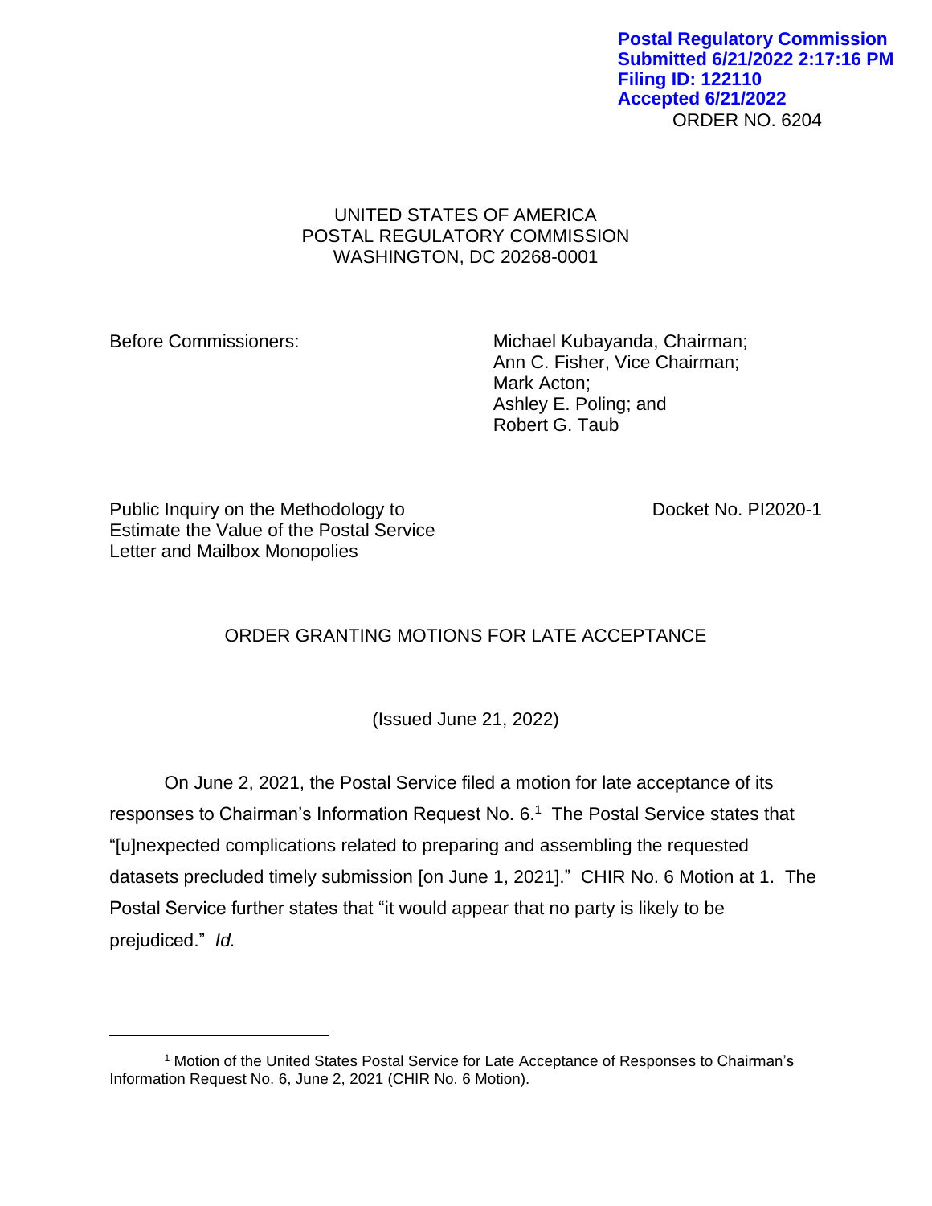Postal Regulatory Commission
Submitted 6/21/2022 2:17:16 PM
Filing ID: 122110
Accepted 6/21/2022

ORDER NO. 6204

UNITED STATES OF AMERICA
POSTAL REGULATORY COMMISSION
WASHINGTON, DC 20268-0001

Before Commissioners:

Michael Kubayanda, Chairman;
Ann C. Fisher, Vice Chairman;
Mark Acton;
Ashley E. Poling; and
Robert G. Taub

Public Inquiry on the Methodology to Estimate the Value of the Postal Service Letter and Mailbox Monopolies

Docket No. PI2020-1

# ORDER GRANTING MOTIONS FOR LATE ACCEPTANCE

(Issued June 21, 2022)

On June 2, 2021, the Postal Service filed a motion for late acceptance of its responses to Chairman's Information Request No. 6.[1] The Postal Service states that "[u]nexpected complications related to preparing and assembling the requested datasets precluded timely submission [on June 1, 2021]." CHIR No. 6 Motion at 1. The Postal Service further states that "it would appear that no party is likely to be prejudiced." *Id.*

[1] Motion of the United States Postal Service for Late Acceptance of Responses to Chairman's Information Request No. 6, June 2, 2021 (CHIR No. 6 Motion).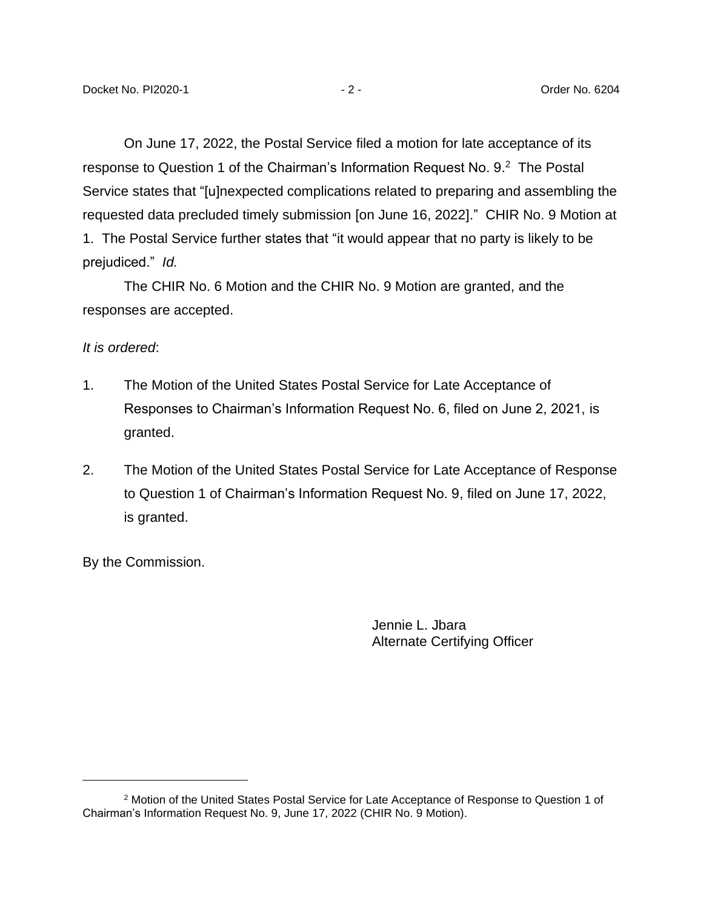On June 17, 2022, the Postal Service filed a motion for late acceptance of its response to Question 1 of the Chairman's Information Request No. 9.[2] The Postal Service states that "[u]nexpected complications related to preparing and assembling the requested data precluded timely submission [on June 16, 2022]." CHIR No. 9 Motion at 1. The Postal Service further states that "it would appear that no party is likely to be prejudiced." *Id.*

The CHIR No. 6 Motion and the CHIR No. 9 Motion are granted, and the responses are accepted.

*It is ordered*:

1. The Motion of the United States Postal Service for Late Acceptance of Responses to Chairman's Information Request No. 6, filed on June 2, 2021, is granted.

2. The Motion of the United States Postal Service for Late Acceptance of Response to Question 1 of Chairman's Information Request No. 9, filed on June 17, 2022, is granted.

By the Commission.

Jennie L. Jbara
Alternate Certifying Officer

---

[2] Motion of the United States Postal Service for Late Acceptance of Response to Question 1 of Chairman's Information Request No. 9, June 17, 2022 (CHIR No. 9 Motion).